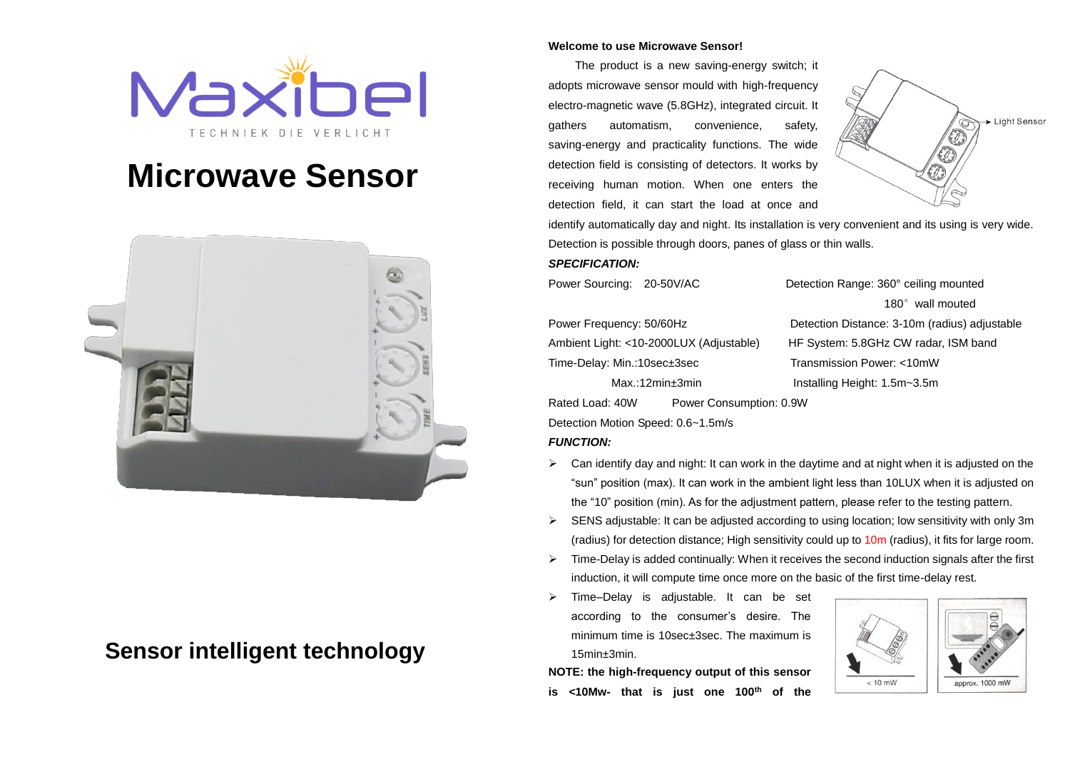# Maxibel

TECHNIEK DIE VERLICHT

# Microwave Sensor

## Sensor intelligent technology

**Welcome to use Microwave Sensor!**

The product is a new saving-energy switch; it adopts microwave sensor mould with high-frequency electro-magnetic wave (5.8GHz), integrated circuit. It gathers automatism, convenience, safety, saving-energy and practicality functions. The wide detection field is consisting of detectors. It works by receiving human motion. When one enters the detection field, it can start the load at once and identify automatically day and night. Its installation is very convenient and its using is very wide. Detection is possible through doors, panes of glass or thin walls.

***SPECIFICATION:***

Power Sourcing: 20-50V/AC

Detection Range: 360° ceiling mounted, 180° wall mouted

Power Frequency: 50/60Hz

Detection Distance: 3-10m (radius) adjustable

Ambient Light: <10-2000LUX (Adjustable)

HF System: 5.8GHz CW radar, ISM band

Time-Delay: Min.:10sec±3sec, Max.:12min±3min

Transmission Power: <10mW

Installing Height: 1.5m~3.5m

Rated Load: 40W

Power Consumption: 0.9W

Detection Motion Speed: 0.6~1.5m/s

***FUNCTION:***

- Can identify day and night: It can work in the daytime and at night when it is adjusted on the "sun" position (max). It can work in the ambient light less than 10LUX when it is adjusted on the "10" position (min). As for the adjustment pattern, please refer to the testing pattern.
- SENS adjustable: It can be adjusted according to using location; low sensitivity with only 3m (radius) for detection distance; High sensitivity could up to 10m (radius), it fits for large room.
- Time-Delay is added continually: When it receives the second induction signals after the first induction, it will compute time once more on the basic of the first time-delay rest.
- Time–Delay is adjustable. It can be set according to the consumer's desire. The minimum time is 10sec±3sec. The maximum is 15min±3min.

**NOTE: the high-frequency output of this sensor is <10Mw- that is just one 100th of the**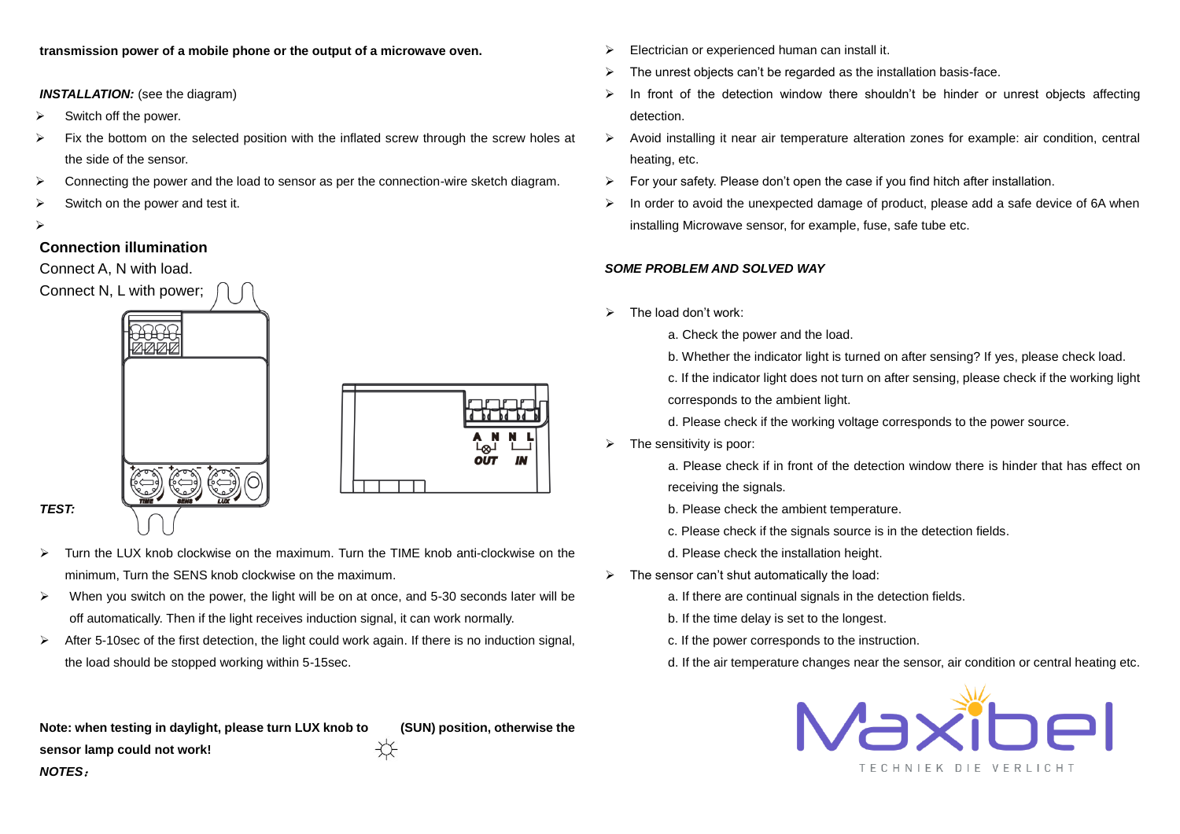**transmission power of a mobile phone or the output of a microwave oven.**

***INSTALLATION:*** (see the diagram)

- Switch off the power.
- Fix the bottom on the selected position with the inflated screw through the screw holes at the side of the sensor.
- Connecting the power and the load to sensor as per the connection-wire sketch diagram.
- Switch on the power and test it.
-

**Connection illumination**

Connect A, N with load.

Connect N, L with power;

TIME SENS LUX

A N N L

OUT IN

***TEST:***

- Turn the LUX knob clockwise on the maximum. Turn the TIME knob anti-clockwise on the minimum, Turn the SENS knob clockwise on the maximum.
- When you switch on the power, the light will be on at once, and 5-30 seconds later will be off automatically. Then if the light receives induction signal, it can work normally.
- After 5-10sec of the first detection, the light could work again. If there is no induction signal, the load should be stopped working within 5-15sec.

**Note: when testing in daylight, please turn LUX knob to ☼ (SUN) position, otherwise the sensor lamp could not work!**

***NOTES：***

- Electrician or experienced human can install it.
- The unrest objects can't be regarded as the installation basis-face.
- In front of the detection window there shouldn't be hinder or unrest objects affecting detection.
- Avoid installing it near air temperature alteration zones for example: air condition, central heating, etc.
- For your safety. Please don't open the case if you find hitch after installation.
- In order to avoid the unexpected damage of product, please add a safe device of 6A when installing Microwave sensor, for example, fuse, safe tube etc.

***SOME PROBLEM AND SOLVED WAY***

- The load don't work:
  - a. Check the power and the load.
  - b. Whether the indicator light is turned on after sensing? If yes, please check load.
  - c. If the indicator light does not turn on after sensing, please check if the working light corresponds to the ambient light.
  - d. Please check if the working voltage corresponds to the power source.
- The sensitivity is poor:
  - a. Please check if in front of the detection window there is hinder that has effect on receiving the signals.
  - b. Please check the ambient temperature.
  - c. Please check if the signals source is in the detection fields.
  - d. Please check the installation height.
- The sensor can't shut automatically the load:
  - a. If there are continual signals in the detection fields.
  - b. If the time delay is set to the longest.
  - c. If the power corresponds to the instruction.
  - d. If the air temperature changes near the sensor, air condition or central heating etc.

Maxibel

TECHNIEK DIE VERLICHT